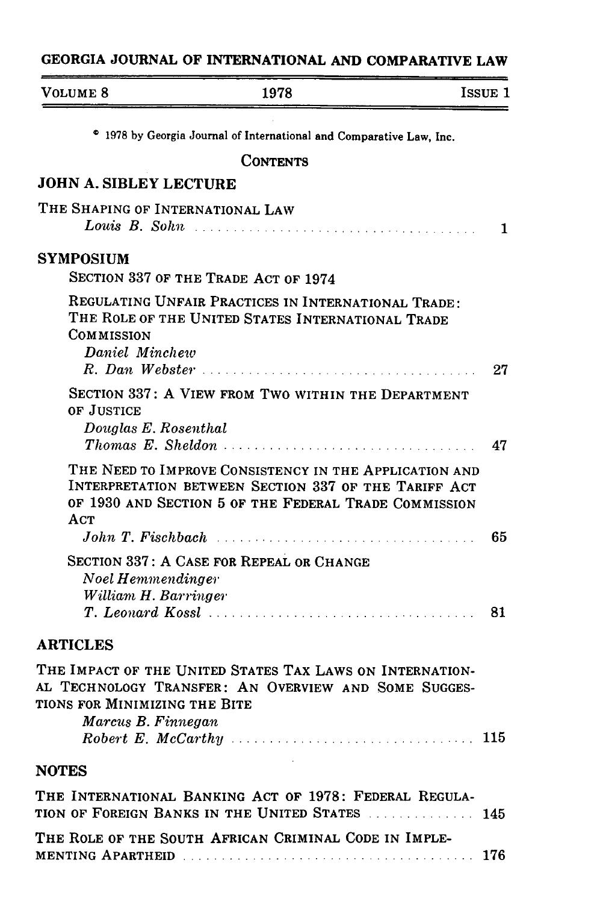# GEORGIA JOURNAL OF INTERNATIONAL AND COMPARATIVE LAW

VOLUME 8 | 1978 | ISSUE 1

© 1978 by Georgia Journal of International and Comparative Law, Inc.

## CONTENTS

### JOHN A. SIBLEY LECTURE

THE SHAPING OF INTERNATIONAL LAW
*Louis B. Sohn* ..... 1

### SYMPOSIUM

SECTION 337 OF THE TRADE ACT OF 1974

REGULATING UNFAIR PRACTICES IN INTERNATIONAL TRADE: THE ROLE OF THE UNITED STATES INTERNATIONAL TRADE COMMISSION
*Daniel Minchew*
*R. Dan Webster* ..... 27

SECTION 337: A VIEW FROM TWO WITHIN THE DEPARTMENT OF JUSTICE
*Douglas E. Rosenthal*
*Thomas E. Sheldon* ..... 47

THE NEED TO IMPROVE CONSISTENCY IN THE APPLICATION AND INTERPRETATION BETWEEN SECTION 337 OF THE TARIFF ACT OF 1930 AND SECTION 5 OF THE FEDERAL TRADE COMMISSION ACT
*John T. Fischbach* ..... 65

SECTION 337: A CASE FOR REPEAL OR CHANGE
*Noel Hemmendinger*
*William H. Barringer*
*T. Leonard Kossl* ..... 81

### ARTICLES

THE IMPACT OF THE UNITED STATES TAX LAWS ON INTERNATIONAL TECHNOLOGY TRANSFER: AN OVERVIEW AND SOME SUGGESTIONS FOR MINIMIZING THE BITE
*Marcus B. Finnegan*
*Robert E. McCarthy* ..... 115

### NOTES

THE INTERNATIONAL BANKING ACT OF 1978: FEDERAL REGULATION OF FOREIGN BANKS IN THE UNITED STATES ..... 145

THE ROLE OF THE SOUTH AFRICAN CRIMINAL CODE IN IMPLEMENTING APARTHEID ..... 176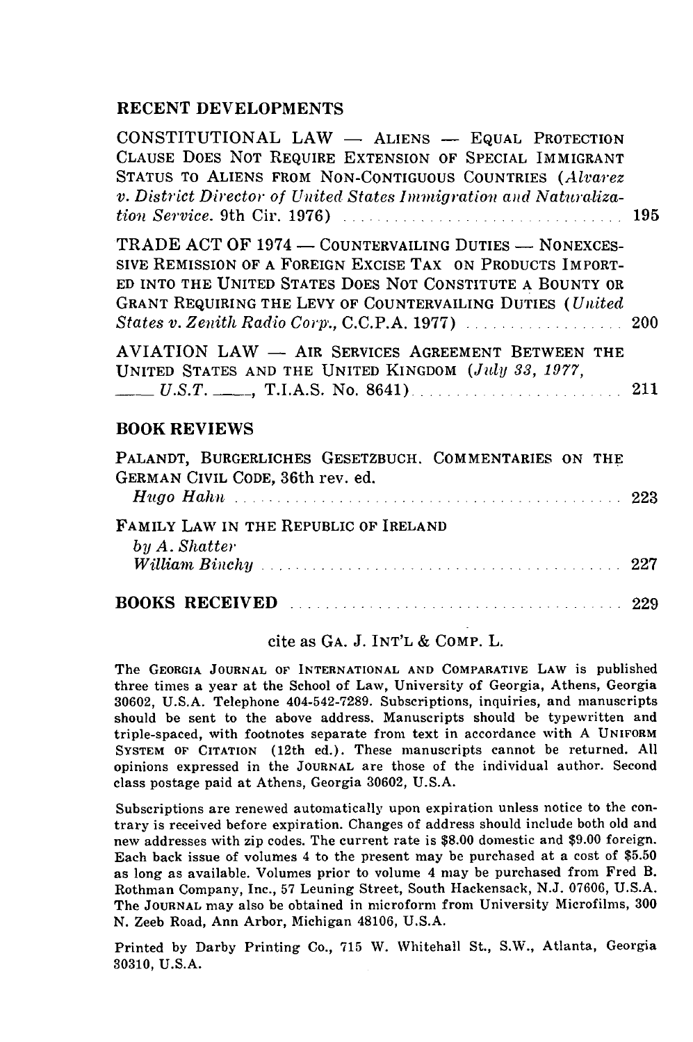## RECENT DEVELOPMENTS

CONSTITUTIONAL LAW — ALIENS — EQUAL PROTECTION CLAUSE DOES NOT REQUIRE EXTENSION OF SPECIAL IMMIGRANT STATUS TO ALIENS FROM NON-CONTIGUOUS COUNTRIES (*Alvarez v. District Director of United States Immigration and Naturalization Service*. 9th Cir. 1976) ..... 195

TRADE ACT OF 1974 — COUNTERVAILING DUTIES — NONEXCESSIVE REMISSION OF A FOREIGN EXCISE TAX ON PRODUCTS IMPORTED INTO THE UNITED STATES DOES NOT CONSTITUTE A BOUNTY OR GRANT REQUIRING THE LEVY OF COUNTERVAILING DUTIES (*United States v. Zenith Radio Corp.*, C.C.P.A. 1977) ..... 200

AVIATION LAW — AIR SERVICES AGREEMENT BETWEEN THE UNITED STATES AND THE UNITED KINGDOM (*July 33, 1977*, ____ *U.S.T.* ____, T.I.A.S. No. 8641) ..... 211

## BOOK REVIEWS

PALANDT, BURGERLICHES GESETZBUCH. COMMENTARIES ON THE GERMAN CIVIL CODE, 36th rev. ed.
*Hugo Hahn* ..... 223

FAMILY LAW IN THE REPUBLIC OF IRELAND
*by A. Shatter*
*William Binchy* ..... 227

## BOOKS RECEIVED ..... 229

cite as GA. J. INT'L & COMP. L.

The GEORGIA JOURNAL OF INTERNATIONAL AND COMPARATIVE LAW is published three times a year at the School of Law, University of Georgia, Athens, Georgia 30602, U.S.A. Telephone 404-542-7289. Subscriptions, inquiries, and manuscripts should be sent to the above address. Manuscripts should be typewritten and triple-spaced, with footnotes separate from text in accordance with A UNIFORM SYSTEM OF CITATION (12th ed.). These manuscripts cannot be returned. All opinions expressed in the JOURNAL are those of the individual author. Second class postage paid at Athens, Georgia 30602, U.S.A.

Subscriptions are renewed automatically upon expiration unless notice to the contrary is received before expiration. Changes of address should include both old and new addresses with zip codes. The current rate is $8.00 domestic and $9.00 foreign. Each back issue of volumes 4 to the present may be purchased at a cost of $5.50 as long as available. Volumes prior to volume 4 may be purchased from Fred B. Rothman Company, Inc., 57 Leuning Street, South Hackensack, N.J. 07606, U.S.A. The JOURNAL may also be obtained in microform from University Microfilms, 300 N. Zeeb Road, Ann Arbor, Michigan 48106, U.S.A.

Printed by Darby Printing Co., 715 W. Whitehall St., S.W., Atlanta, Georgia 30310, U.S.A.